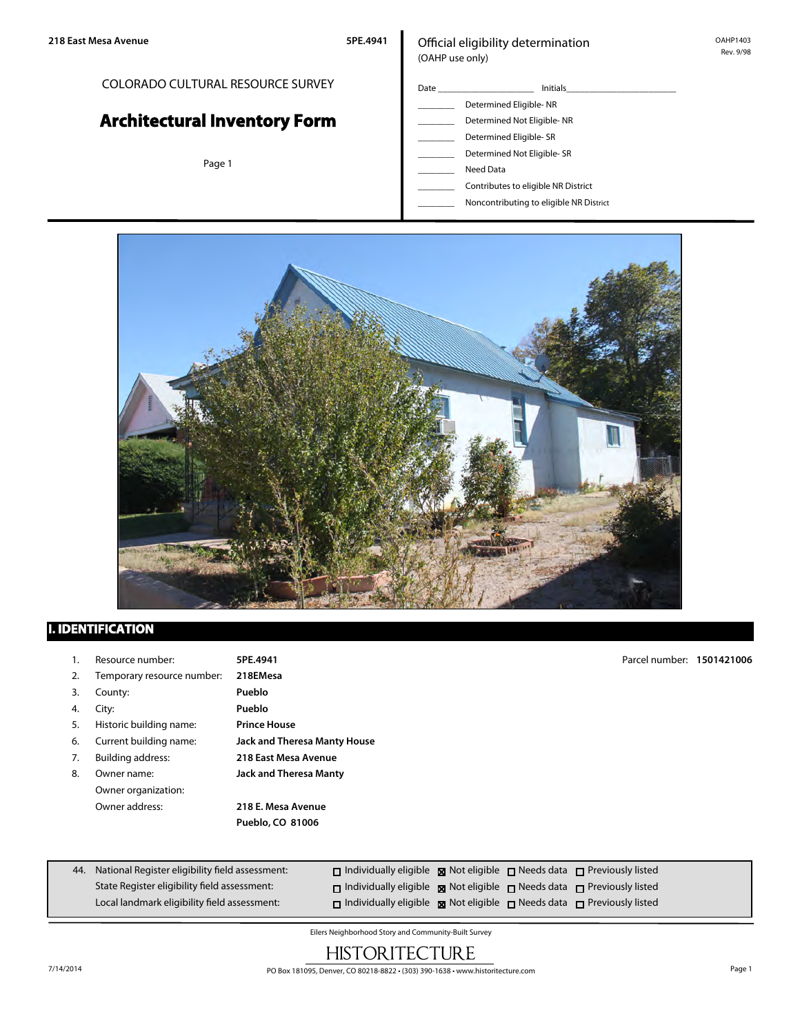218 East Mesa Avenue 5PE.4941

COLORADO CULTURAL RESOURCE SURVEY

# Architectural Inventory Form

Official eligibility determination
(OAHP use only)

OAHP1403
Rev. 9/98

Date ____________________ Initials______________________

- ________ Determined Eligible- NR
- ________ Determined Not Eligible- NR
- ________ Determined Eligible- SR
- ________ Determined Not Eligible- SR
- ________ Need Data
- ________ Contributes to eligible NR District
- ________ Noncontributing to eligible NR District

## I. IDENTIFICATION

1. Resource number: **5PE.4941**
2. Temporary resource number: **218EMesa**
3. County: **Pueblo**
4. City: **Pueblo**
5. Historic building name: **Prince House**
6. Current building name: **Jack and Theresa Manty House**
7. Building address: **218 East Mesa Avenue**
8. Owner name: **Jack and Theresa Manty**
   Owner organization:
   Owner address: **218 E. Mesa Avenue**
   **Pueblo, CO 81006**

Parcel number: **1501421006**

44. National Register eligibility field assessment: ☐ Individually eligible ☒ Not eligible ☐ Needs data ☐ Previously listed
    State Register eligibility field assessment: ☐ Individually eligible ☒ Not eligible ☐ Needs data ☐ Previously listed
    Local landmark eligibility field assessment: ☐ Individually eligible ☒ Not eligible ☐ Needs data ☐ Previously listed

Eilers Neighborhood Story and Community-Built Survey

HISTORITECTURE

PO Box 181095, Denver, CO 80218-8822 • (303) 390-1638 • www.historitecture.com

7/14/2014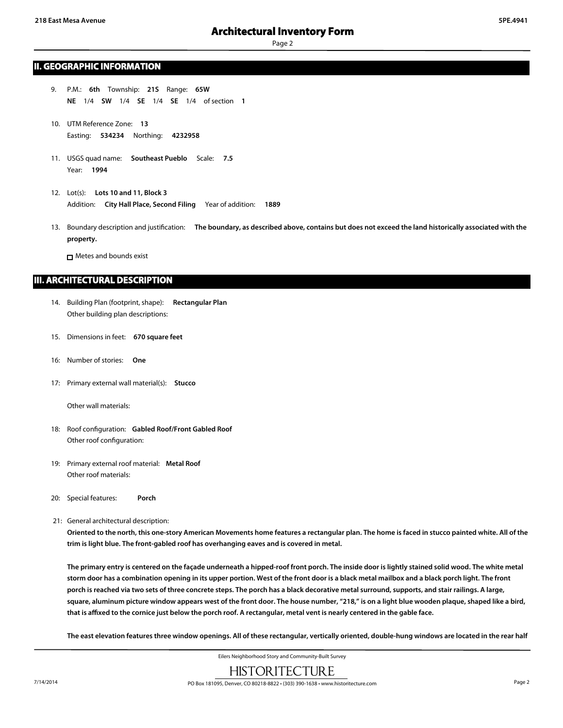## II. GEOGRAPHIC INFORMATION

9. P.M.: **6th** Township: **21S** Range: **65W**
   **NE** 1/4 **SW** 1/4 **SE** 1/4 **SE** 1/4 of section **1**

10. UTM Reference Zone: **13**
    Easting: **534234** Northing: **4232958**

11. USGS quad name: **Southeast Pueblo** Scale: **7.5**
    Year: **1994**

12. Lot(s): **Lots 10 and 11, Block 3**
    Addition: **City Hall Place, Second Filing** Year of addition: **1889**

13. Boundary description and justification: **The boundary, as described above, contains but does not exceed the land historically associated with the property.**

    ☐ Metes and bounds exist

## III. ARCHITECTURAL DESCRIPTION

14. Building Plan (footprint, shape): **Rectangular Plan**
    Other building plan descriptions:

15. Dimensions in feet: **670 square feet**

16: Number of stories: **One**

17: Primary external wall material(s): **Stucco**

    Other wall materials:

18: Roof configuration: **Gabled Roof/Front Gabled Roof**
    Other roof configuration:

19: Primary external roof material: **Metal Roof**
    Other roof materials:

20: Special features: **Porch**

21: General architectural description:

**Oriented to the north, this one-story American Movements home features a rectangular plan. The home is faced in stucco painted white. All of the trim is light blue. The front-gabled roof has overhanging eaves and is covered in metal.**

**The primary entry is centered on the façade underneath a hipped-roof front porch. The inside door is lightly stained solid wood. The white metal storm door has a combination opening in its upper portion. West of the front door is a black metal mailbox and a black porch light. The front porch is reached via two sets of three concrete steps. The porch has a black decorative metal surround, supports, and stair railings. A large, square, aluminum picture window appears west of the front door. The house number, "218," is on a light blue wooden plaque, shaped like a bird, that is affixed to the cornice just below the porch roof. A rectangular, metal vent is nearly centered in the gable face.**

**The east elevation features three window openings. All of these rectangular, vertically oriented, double-hung windows are located in the rear half**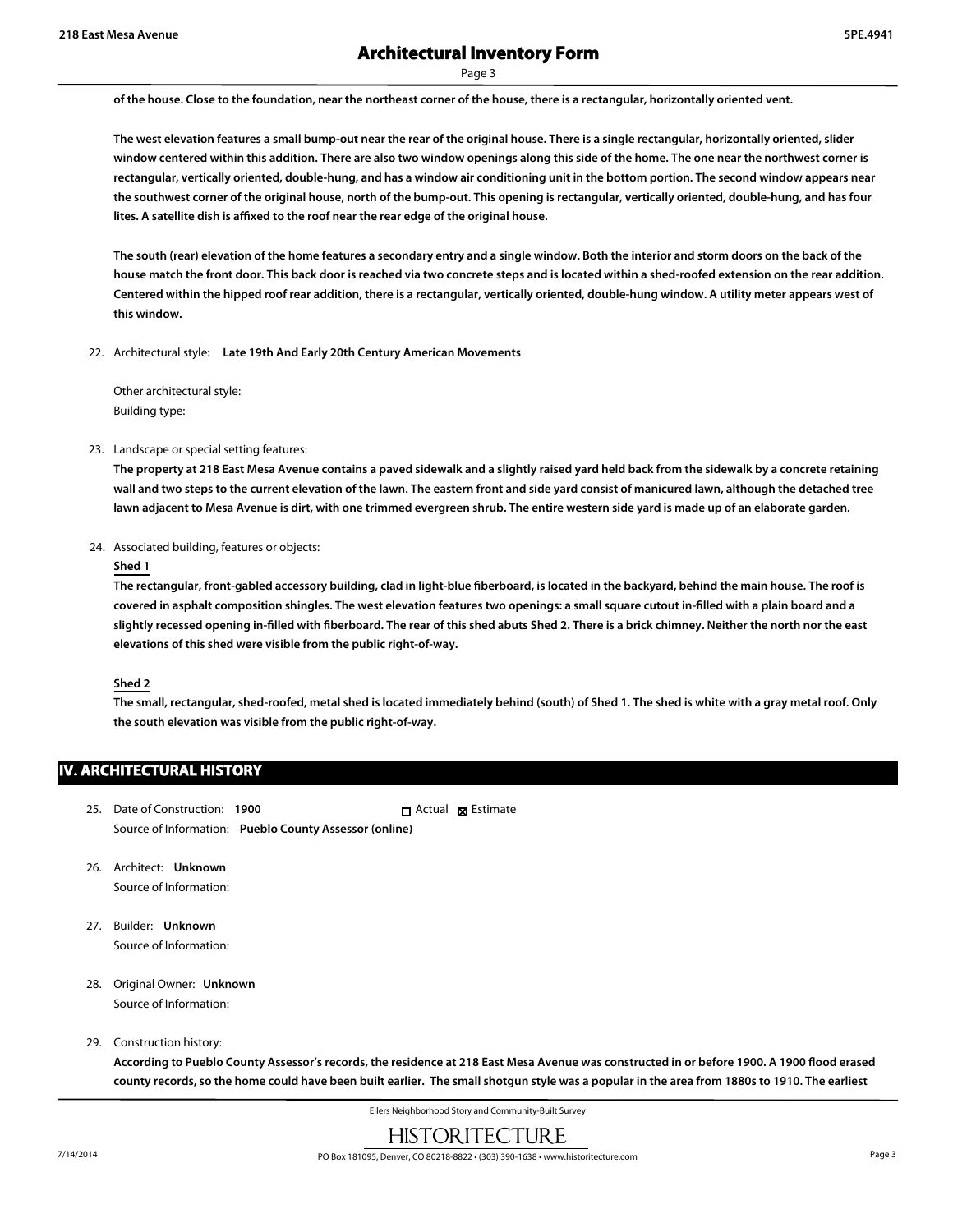of the house. Close to the foundation, near the northeast corner of the house, there is a rectangular, horizontally oriented vent.

The west elevation features a small bump-out near the rear of the original house. There is a single rectangular, horizontally oriented, slider window centered within this addition. There are also two window openings along this side of the home. The one near the northwest corner is rectangular, vertically oriented, double-hung, and has a window air conditioning unit in the bottom portion. The second window appears near the southwest corner of the original house, north of the bump-out. This opening is rectangular, vertically oriented, double-hung, and has four lites. A satellite dish is affixed to the roof near the rear edge of the original house.

The south (rear) elevation of the home features a secondary entry and a single window. Both the interior and storm doors on the back of the house match the front door. This back door is reached via two concrete steps and is located within a shed-roofed extension on the rear addition. Centered within the hipped roof rear addition, there is a rectangular, vertically oriented, double-hung window. A utility meter appears west of this window.

22. Architectural style: **Late 19th And Early 20th Century American Movements**

    Other architectural style:
    Building type:

23. Landscape or special setting features:

    **The property at 218 East Mesa Avenue contains a paved sidewalk and a slightly raised yard held back from the sidewalk by a concrete retaining wall and two steps to the current elevation of the lawn. The eastern front and side yard consist of manicured lawn, although the detached tree lawn adjacent to Mesa Avenue is dirt, with one trimmed evergreen shrub. The entire western side yard is made up of an elaborate garden.**

24. Associated building, features or objects:

    **Shed 1**

    **The rectangular, front-gabled accessory building, clad in light-blue fiberboard, is located in the backyard, behind the main house. The roof is covered in asphalt composition shingles. The west elevation features two openings: a small square cutout in-filled with a plain board and a slightly recessed opening in-filled with fiberboard. The rear of this shed abuts Shed 2. There is a brick chimney. Neither the north nor the east elevations of this shed were visible from the public right-of-way.**

    **Shed 2**

    **The small, rectangular, shed-roofed, metal shed is located immediately behind (south) of Shed 1. The shed is white with a gray metal roof. Only the south elevation was visible from the public right-of-way.**

## IV. ARCHITECTURAL HISTORY

25. Date of Construction: **1900** ☐ Actual ☒ Estimate
    Source of Information: **Pueblo County Assessor (online)**

26. Architect: **Unknown**
    Source of Information:

27. Builder: **Unknown**
    Source of Information:

28. Original Owner: **Unknown**
    Source of Information:

29. Construction history:

    **According to Pueblo County Assessor's records, the residence at 218 East Mesa Avenue was constructed in or before 1900. A 1900 flood erased county records, so the home could have been built earlier. The small shotgun style was a popular in the area from 1880s to 1910. The earliest**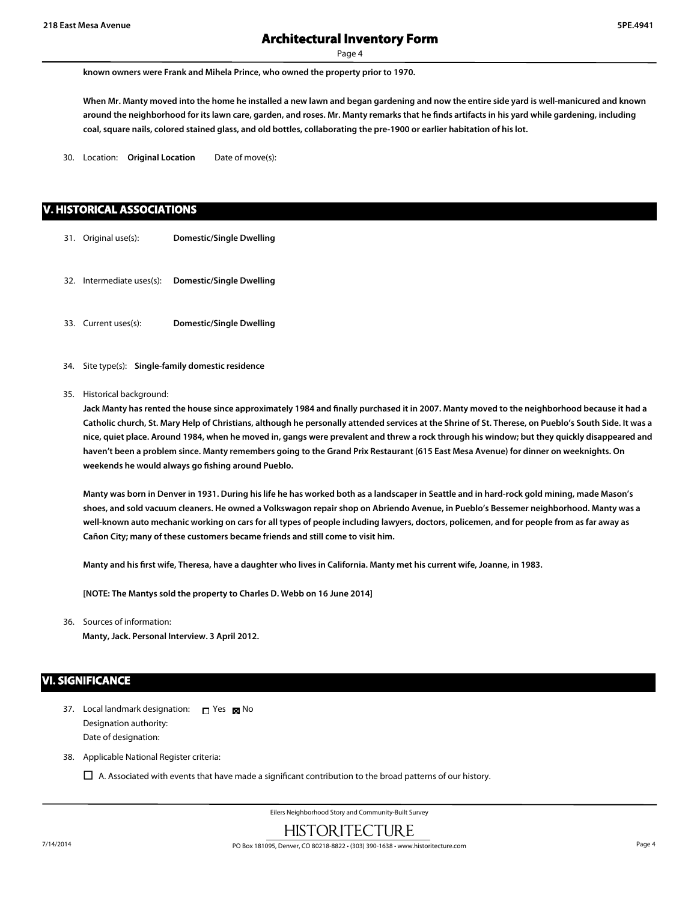known owners were Frank and Mihela Prince, who owned the property prior to 1970.

When Mr. Manty moved into the home he installed a new lawn and began gardening and now the entire side yard is well-manicured and known around the neighborhood for its lawn care, garden, and roses. Mr. Manty remarks that he finds artifacts in his yard while gardening, including coal, square nails, colored stained glass, and old bottles, collaborating the pre-1900 or earlier habitation of his lot.

30. Location: **Original Location** Date of move(s):

## V. HISTORICAL ASSOCIATIONS

31. Original use(s): **Domestic/Single Dwelling**

32. Intermediate uses(s): **Domestic/Single Dwelling**

33. Current uses(s): **Domestic/Single Dwelling**

34. Site type(s): **Single-family domestic residence**

35. Historical background:

**Jack Manty has rented the house since approximately 1984 and finally purchased it in 2007. Manty moved to the neighborhood because it had a Catholic church, St. Mary Help of Christians, although he personally attended services at the Shrine of St. Therese, on Pueblo's South Side. It was a nice, quiet place. Around 1984, when he moved in, gangs were prevalent and threw a rock through his window; but they quickly disappeared and haven't been a problem since. Manty remembers going to the Grand Prix Restaurant (615 East Mesa Avenue) for dinner on weeknights. On weekends he would always go fishing around Pueblo.**

**Manty was born in Denver in 1931. During his life he has worked both as a landscaper in Seattle and in hard-rock gold mining, made Mason's shoes, and sold vacuum cleaners. He owned a Volkswagon repair shop on Abriendo Avenue, in Pueblo's Bessemer neighborhood. Manty was a well-known auto mechanic working on cars for all types of people including lawyers, doctors, policemen, and for people from as far away as Cañon City; many of these customers became friends and still come to visit him.**

**Manty and his first wife, Theresa, have a daughter who lives in California. Manty met his current wife, Joanne, in 1983.**

**[NOTE: The Mantys sold the property to Charles D. Webb on 16 June 2014]**

36. Sources of information:

**Manty, Jack. Personal Interview. 3 April 2012.**

## VI. SIGNIFICANCE

37. Local landmark designation: ☐ Yes ☒ No
Designation authority:
Date of designation:

38. Applicable National Register criteria:

☐ A. Associated with events that have made a significant contribution to the broad patterns of our history.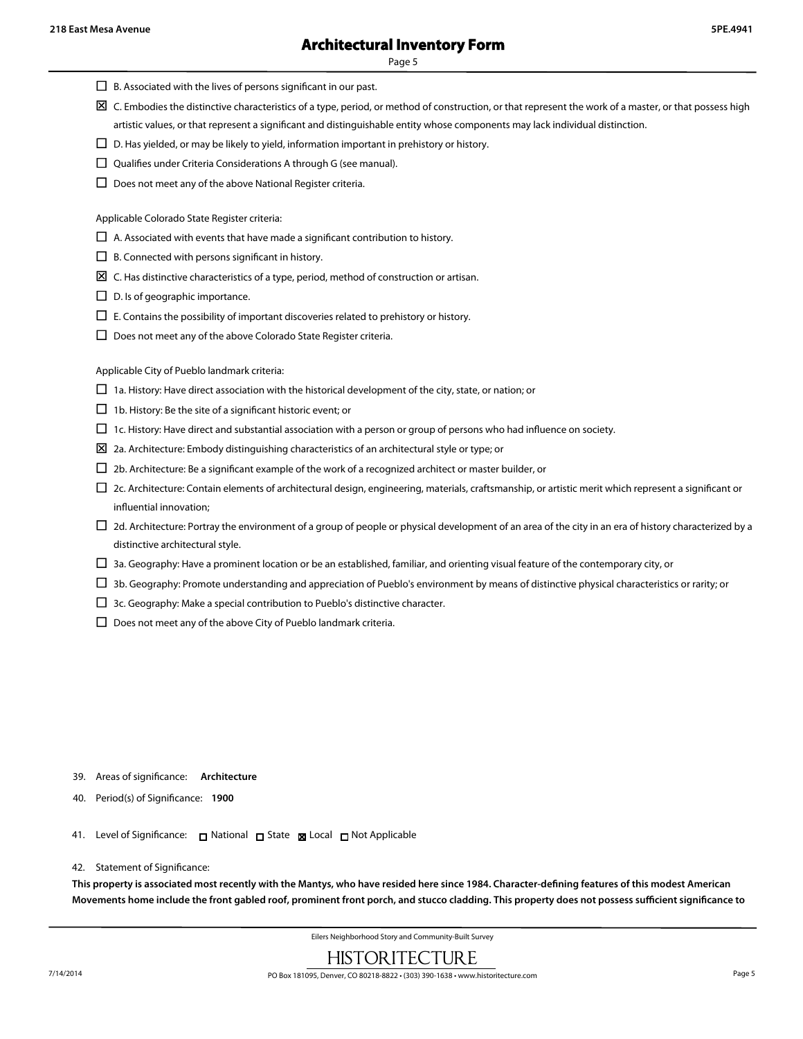- ☐ B. Associated with the lives of persons significant in our past.
- ☒ C. Embodies the distinctive characteristics of a type, period, or method of construction, or that represent the work of a master, or that possess high artistic values, or that represent a significant and distinguishable entity whose components may lack individual distinction.
- ☐ D. Has yielded, or may be likely to yield, information important in prehistory or history.
- ☐ Qualifies under Criteria Considerations A through G (see manual).
- ☐ Does not meet any of the above National Register criteria.

Applicable Colorado State Register criteria:

- ☐ A. Associated with events that have made a significant contribution to history.
- ☐ B. Connected with persons significant in history.
- ☒ C. Has distinctive characteristics of a type, period, method of construction or artisan.
- ☐ D. Is of geographic importance.
- ☐ E. Contains the possibility of important discoveries related to prehistory or history.
- ☐ Does not meet any of the above Colorado State Register criteria.

Applicable City of Pueblo landmark criteria:

- ☐ 1a. History: Have direct association with the historical development of the city, state, or nation; or
- ☐ 1b. History: Be the site of a significant historic event; or
- ☐ 1c. History: Have direct and substantial association with a person or group of persons who had influence on society.
- ☒ 2a. Architecture: Embody distinguishing characteristics of an architectural style or type; or
- ☐ 2b. Architecture: Be a significant example of the work of a recognized architect or master builder, or
- ☐ 2c. Architecture: Contain elements of architectural design, engineering, materials, craftsmanship, or artistic merit which represent a significant or influential innovation;
- ☐ 2d. Architecture: Portray the environment of a group of people or physical development of an area of the city in an era of history characterized by a distinctive architectural style.
- ☐ 3a. Geography: Have a prominent location or be an established, familiar, and orienting visual feature of the contemporary city, or
- ☐ 3b. Geography: Promote understanding and appreciation of Pueblo's environment by means of distinctive physical characteristics or rarity; or
- ☐ 3c. Geography: Make a special contribution to Pueblo's distinctive character.
- ☐ Does not meet any of the above City of Pueblo landmark criteria.

39. Areas of significance: **Architecture**

40. Period(s) of Significance: **1900**

41. Level of Significance: ☐ National ☐ State ☒ Local ☐ Not Applicable

42. Statement of Significance:

**This property is associated most recently with the Mantys, who have resided here since 1984. Character-defining features of this modest American Movements home include the front gabled roof, prominent front porch, and stucco cladding. This property does not possess sufficient significance to**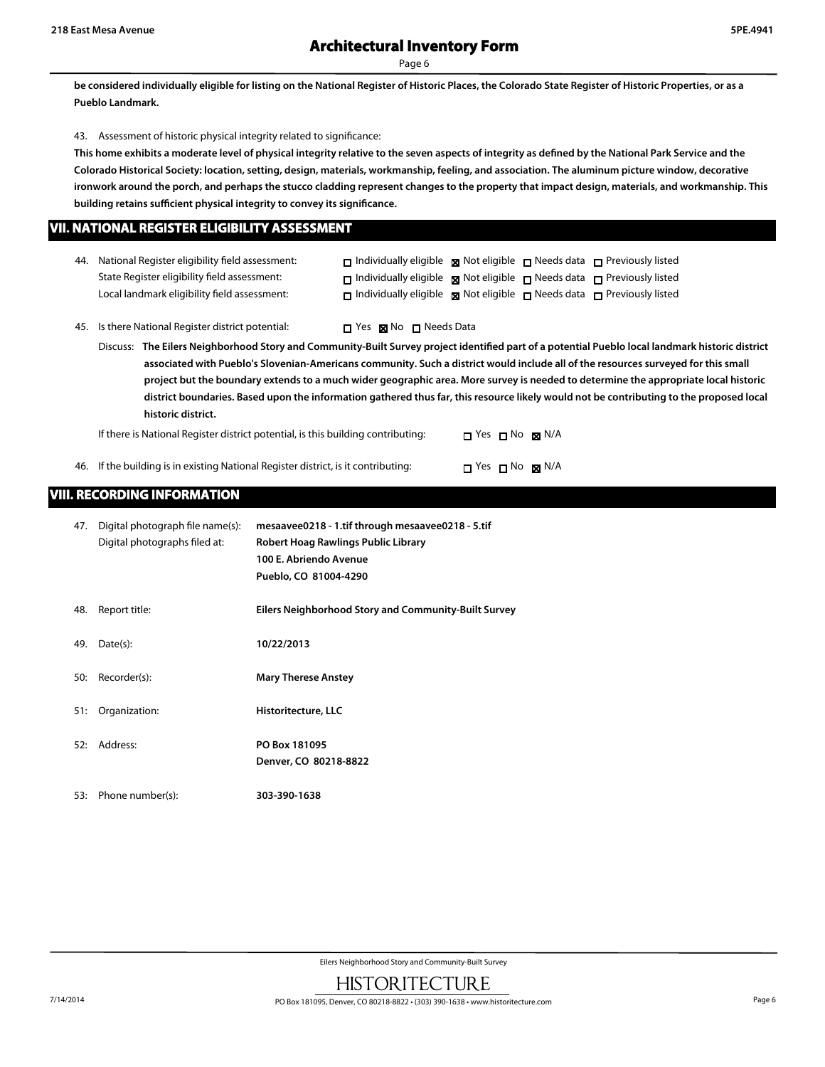**be considered individually eligible for listing on the National Register of Historic Places, the Colorado State Register of Historic Properties, or as a Pueblo Landmark.**

43. Assessment of historic physical integrity related to significance:

**This home exhibits a moderate level of physical integrity relative to the seven aspects of integrity as defined by the National Park Service and the Colorado Historical Society: location, setting, design, materials, workmanship, feeling, and association. The aluminum picture window, decorative ironwork around the porch, and perhaps the stucco cladding represent changes to the property that impact design, materials, and workmanship. This building retains sufficient physical integrity to convey its significance.**

## VII. NATIONAL REGISTER ELIGIBILITY ASSESSMENT

44. National Register eligibility field assessment: ☐ Individually eligible ☒ Not eligible ☐ Needs data ☐ Previously listed
State Register eligibility field assessment: ☐ Individually eligible ☒ Not eligible ☐ Needs data ☐ Previously listed
Local landmark eligibility field assessment: ☐ Individually eligible ☒ Not eligible ☐ Needs data ☐ Previously listed

45. Is there National Register district potential: ☐ Yes ☒ No ☐ Needs Data

Discuss: **The Eilers Neighborhood Story and Community-Built Survey project identified part of a potential Pueblo local landmark historic district associated with Pueblo's Slovenian-Americans community. Such a district would include all of the resources surveyed for this small project but the boundary extends to a much wider geographic area. More survey is needed to determine the appropriate local historic district boundaries. Based upon the information gathered thus far, this resource likely would not be contributing to the proposed local historic district.**

If there is National Register district potential, is this building contributing: ☐ Yes ☐ No ☒ N/A

46. If the building is in existing National Register district, is it contributing: ☐ Yes ☐ No ☒ N/A

## VIII. RECORDING INFORMATION

47. Digital photograph file name(s): **mesaavee0218 - 1.tif through mesaavee0218 - 5.tif**
Digital photographs filed at: **Robert Hoag Rawlings Public Library**
**100 E. Abriendo Avenue**
**Pueblo, CO 81004-4290**

48. Report title: **Eilers Neighborhood Story and Community-Built Survey**

49. Date(s): **10/22/2013**

50: Recorder(s): **Mary Therese Anstey**

51: Organization: **Historitecture, LLC**

52: Address: **PO Box 181095**
**Denver, CO 80218-8822**

53: Phone number(s): **303-390-1638**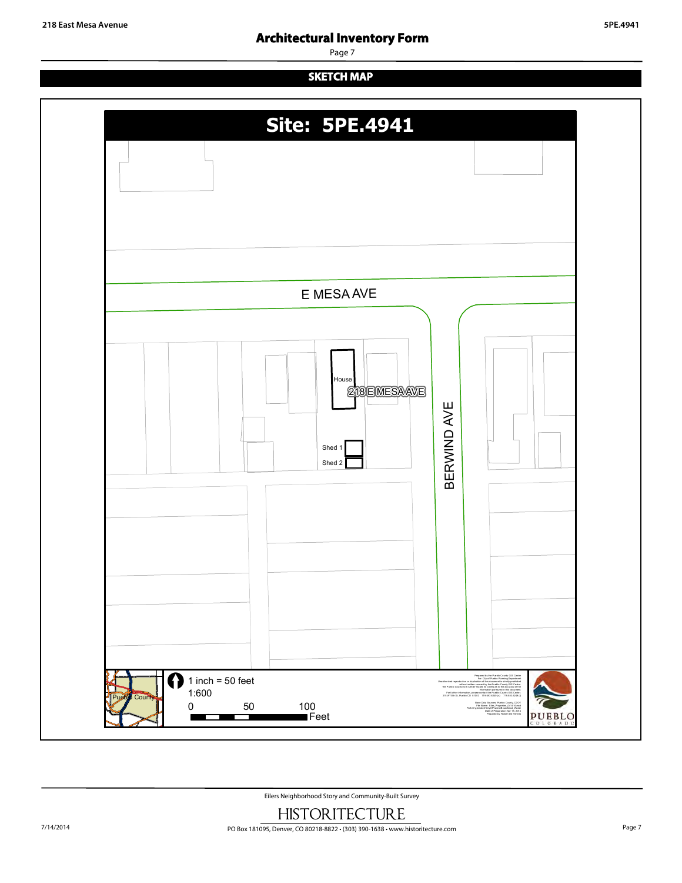## SKETCH MAP

# Site: 5PE.4941

E MESA AVE

BERWIND AVE

House

218 E MESA AVE

Shed 1

Shed 2

Pueblo County

1 inch = 50 feet

1:600

0 50 100 Feet

PUEBLO COLORADO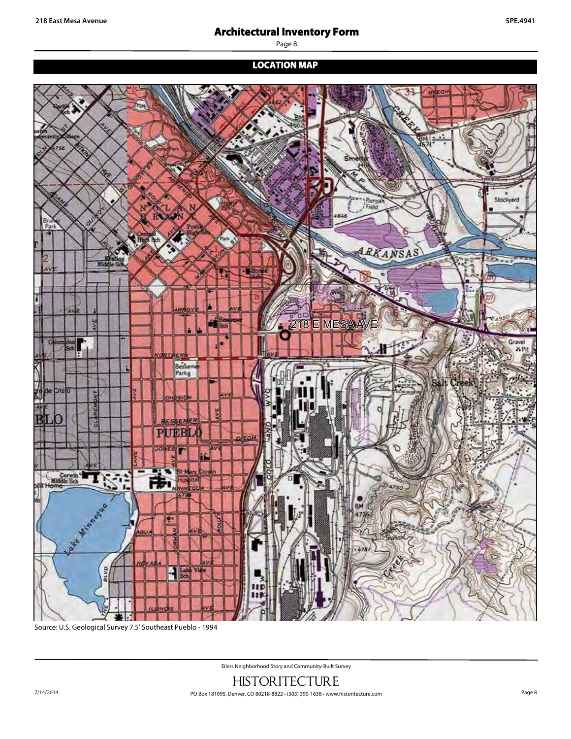## LOCATION MAP

Source: U.S. Geological Survey 7.5' Southeast Pueblo - 1994